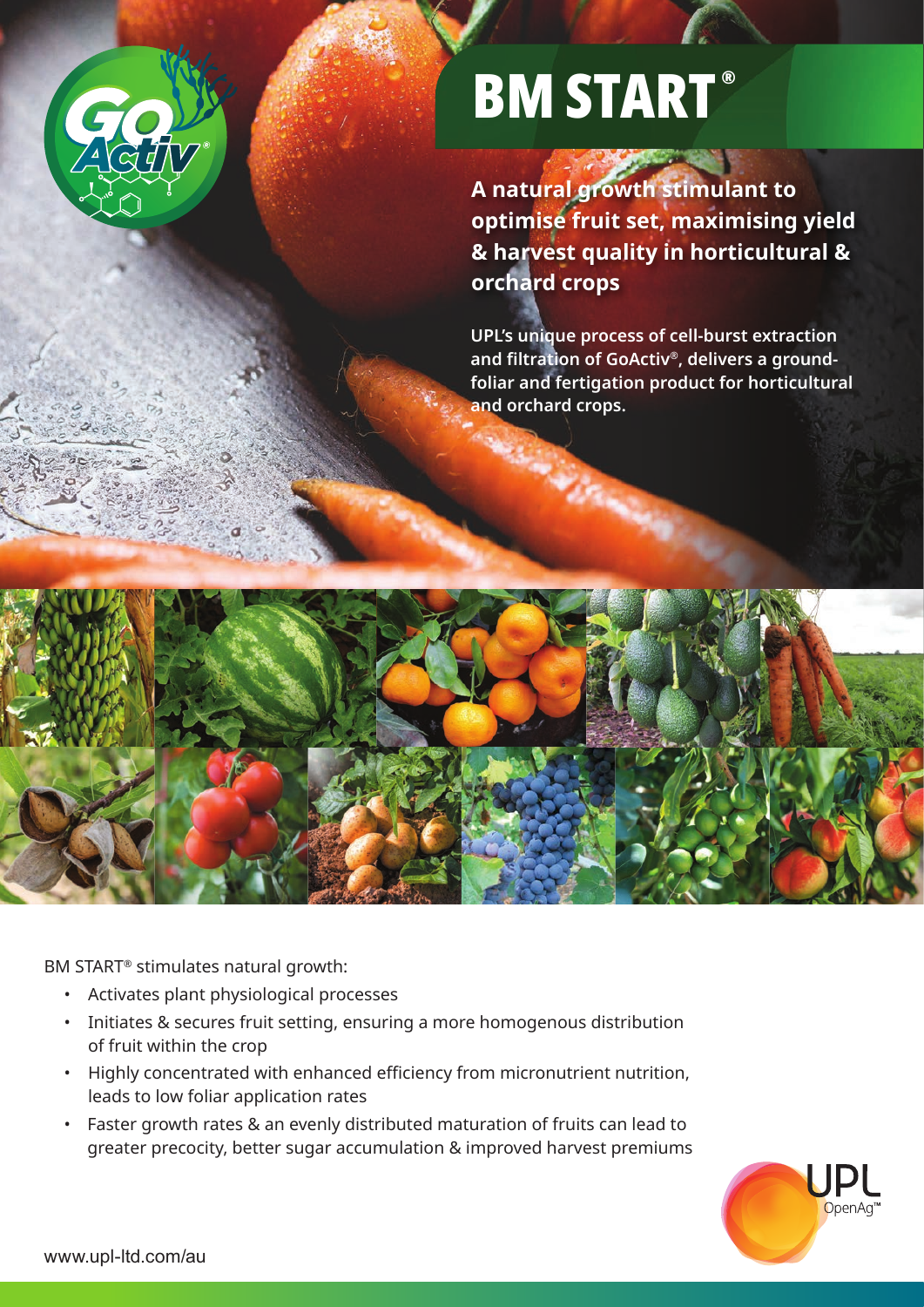# BM START®

**A natural growth stimulant to optimise fruit set, maximising yield & harvest quality in horticultural & orchard crops**

**UPL's unique process of cell-burst extraction and filtration of GoActiv®, delivers a ground-foliar and fertigation product for horticultural and orchard crops.**

BM START® stimulates natural growth:

- Activates plant physiological processes
- Initiates & secures fruit setting, ensuring a more homogenous distribution of fruit within the crop
- Highly concentrated with enhanced efficiency from micronutrient nutrition, leads to low foliar application rates
- Faster growth rates & an evenly distributed maturation of fruits can lead to greater precocity, better sugar accumulation & improved harvest premiums

www.upl-ltd.com/au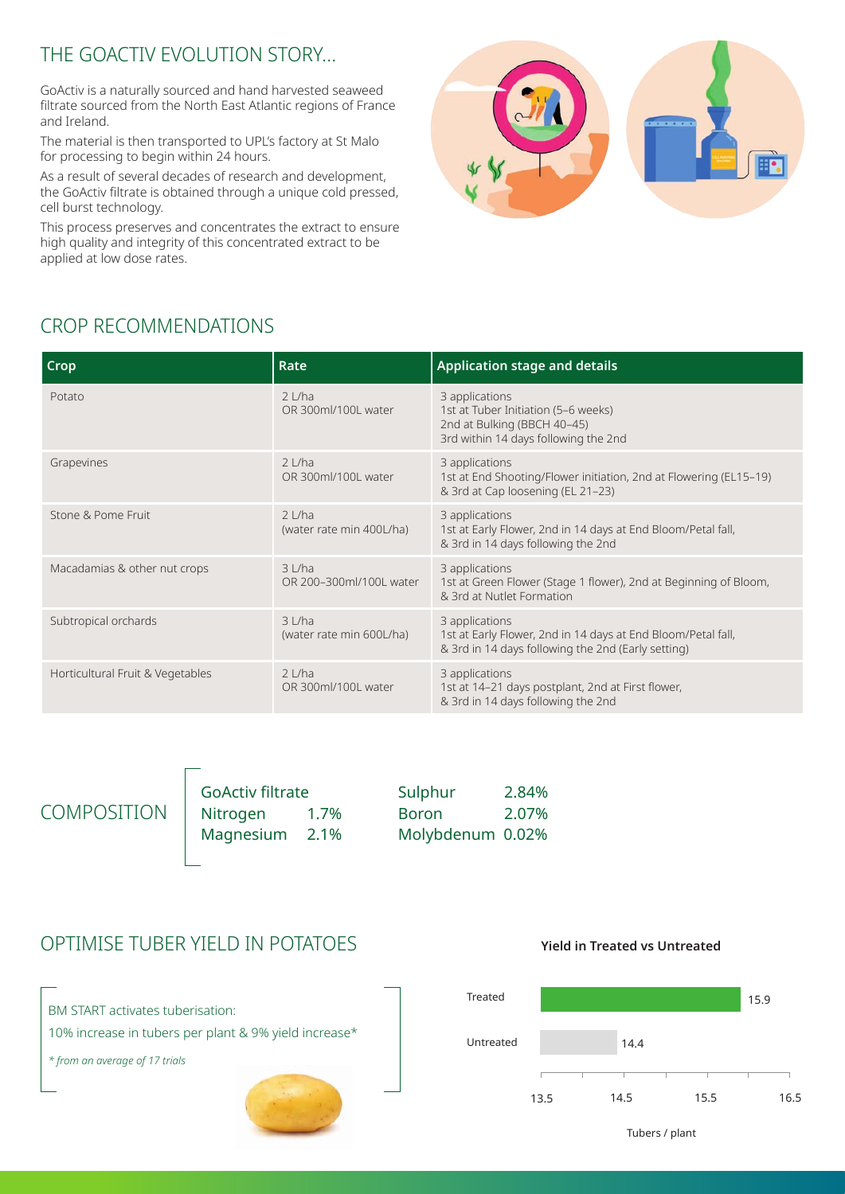## THE GOACTIV EVOLUTION STORY...

GoActiv is a naturally sourced and hand harvested seaweed filtrate sourced from the North East Atlantic regions of France and Ireland.

The material is then transported to UPL's factory at St Malo for processing to begin within 24 hours.

As a result of several decades of research and development, the GoActiv filtrate is obtained through a unique cold pressed, cell burst technology.

This process preserves and concentrates the extract to ensure high quality and integrity of this concentrated extract to be applied at low dose rates.

## CROP RECOMMENDATIONS

| Crop | Rate | Application stage and details |
| --- | --- | --- |
| Potato | 2 L/ha OR 300ml/100L water | 3 applications<br>1st at Tuber Initiation (5–6 weeks)<br>2nd at Bulking (BBCH 40–45)<br>3rd within 14 days following the 2nd |
| Grapevines | 2 L/ha OR 300ml/100L water | 3 applications<br>1st at End Shooting/Flower initiation, 2nd at Flowering (EL15–19) & 3rd at Cap loosening (EL 21–23) |
| Stone & Pome Fruit | 2 L/ha (water rate min 400L/ha) | 3 applications<br>1st at Early Flower, 2nd in 14 days at End Bloom/Petal fall, & 3rd in 14 days following the 2nd |
| Macadamias & other nut crops | 3 L/ha OR 200–300ml/100L water | 3 applications<br>1st at Green Flower (Stage 1 flower), 2nd at Beginning of Bloom, & 3rd at Nutlet Formation |
| Subtropical orchards | 3 L/ha (water rate min 600L/ha) | 3 applications<br>1st at Early Flower, 2nd in 14 days at End Bloom/Petal fall, & 3rd in 14 days following the 2nd (Early setting) |
| Horticultural Fruit & Vegetables | 2 L/ha OR 300ml/100L water | 3 applications<br>1st at 14–21 days postplant, 2nd at First flower, & 3rd in 14 days following the 2nd |

## COMPOSITION

GoActiv filtrate

| | |
| --- | --- |
| Nitrogen | 1.7% |
| Magnesium | 2.1% |
| Sulphur | 2.84% |
| Boron | 2.07% |
| Molybdenum | 0.02% |

## OPTIMISE TUBER YIELD IN POTATOES

BM START activates tuberisation:

10% increase in tubers per plant & 9% yield increase*

*\* from an average of 17 trials*

**Yield in Treated vs Untreated**

| | Tubers / plant |
| --- | --- |
| Treated | 15.9 |
| Untreated | 14.4 |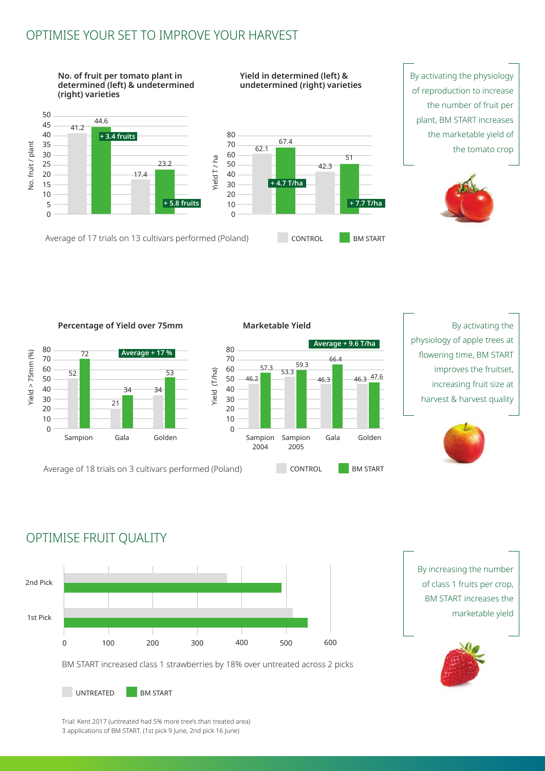## OPTIMISE YOUR SET TO IMPROVE YOUR HARVEST

**No. of fruit per tomato plant in determined (left) & undetermined (right) varieties**

| | CONTROL | BM START | Difference |
|---|---|---|---|
| Determined | 41.2 | 44.6 | + 3.4 fruits |
| Undetermined | 17.4 | 23.2 | + 5.8 fruits |

**Yield in determined (left) & undetermined (right) varieties**

| | CONTROL | BM START | Difference |
|---|---|---|---|
| Determined | 62.1 | 67.4 | + 4.7 T/ha |
| Undetermined | 42.3 | 51 | + 7.7 T/ha |

Average of 17 trials on 13 cultivars performed (Poland)

By activating the physiology of reproduction to increase the number of fruit per plant, BM START increases the marketable yield of the tomato crop

**Percentage of Yield over 75mm** (Average + 17 %)

| | CONTROL | BM START |
|---|---|---|
| Sampion | 52 | 72 |
| Gala | 21 | 34 |
| Golden | 34 | 53 |

**Marketable Yield** (Average + 9.6 T/ha)

| | CONTROL | BM START |
|---|---|---|
| Sampion 2004 | 46.2 | 57.3 |
| Sampion 2005 | 53.3 | 59.3 |
| Gala | 46.3 | 66.4 |
| Golden | 46.3 | 47.6 |

Average of 18 trials on 3 cultivars performed (Poland)

By activating the physiology of apple trees at flowering time, BM START improves the fruitset, increasing fruit size at harvest & harvest quality

## OPTIMISE FRUIT QUALITY

BM START increased class 1 strawberries by 18% over untreated across 2 picks

By increasing the number of class 1 fruits per crop, BM START increases the marketable yield

Trial: Kent 2017 (untreated had 5% more tree's than treated area)
3 applications of BM START. (1st pick 9 June, 2nd pick 16 June)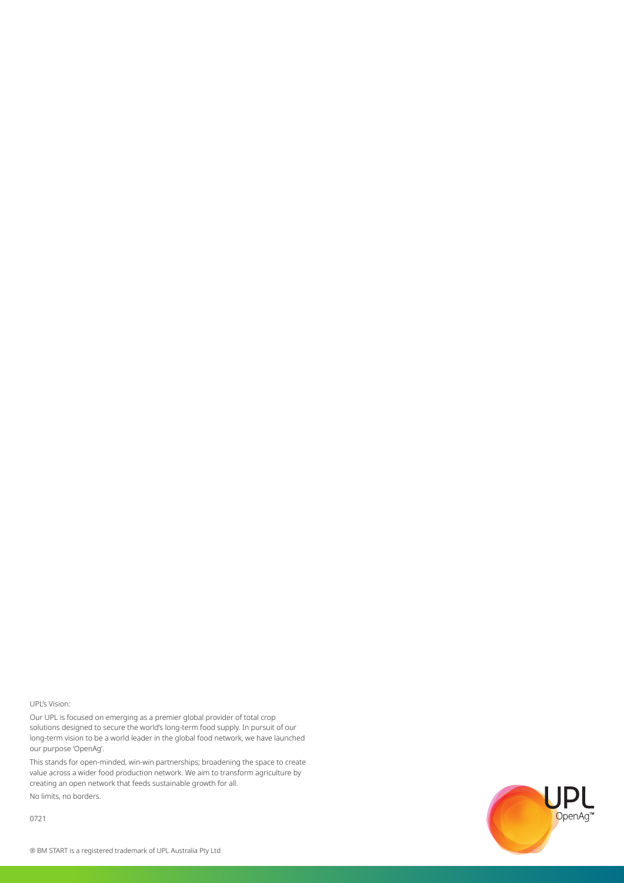UPL's Vision:

Our UPL is focused on emerging as a premier global provider of total crop solutions designed to secure the world's long-term food supply. In pursuit of our long-term vision to be a world leader in the global food network, we have launched our purpose 'OpenAg'.

This stands for open-minded, win-win partnerships; broadening the space to create value across a wider food production network. We aim to transform agriculture by creating an open network that feeds sustainable growth for all.

No limits, no borders.

0721

® BM START is a registered trademark of UPL Australia Pty Ltd

UPL OpenAg™